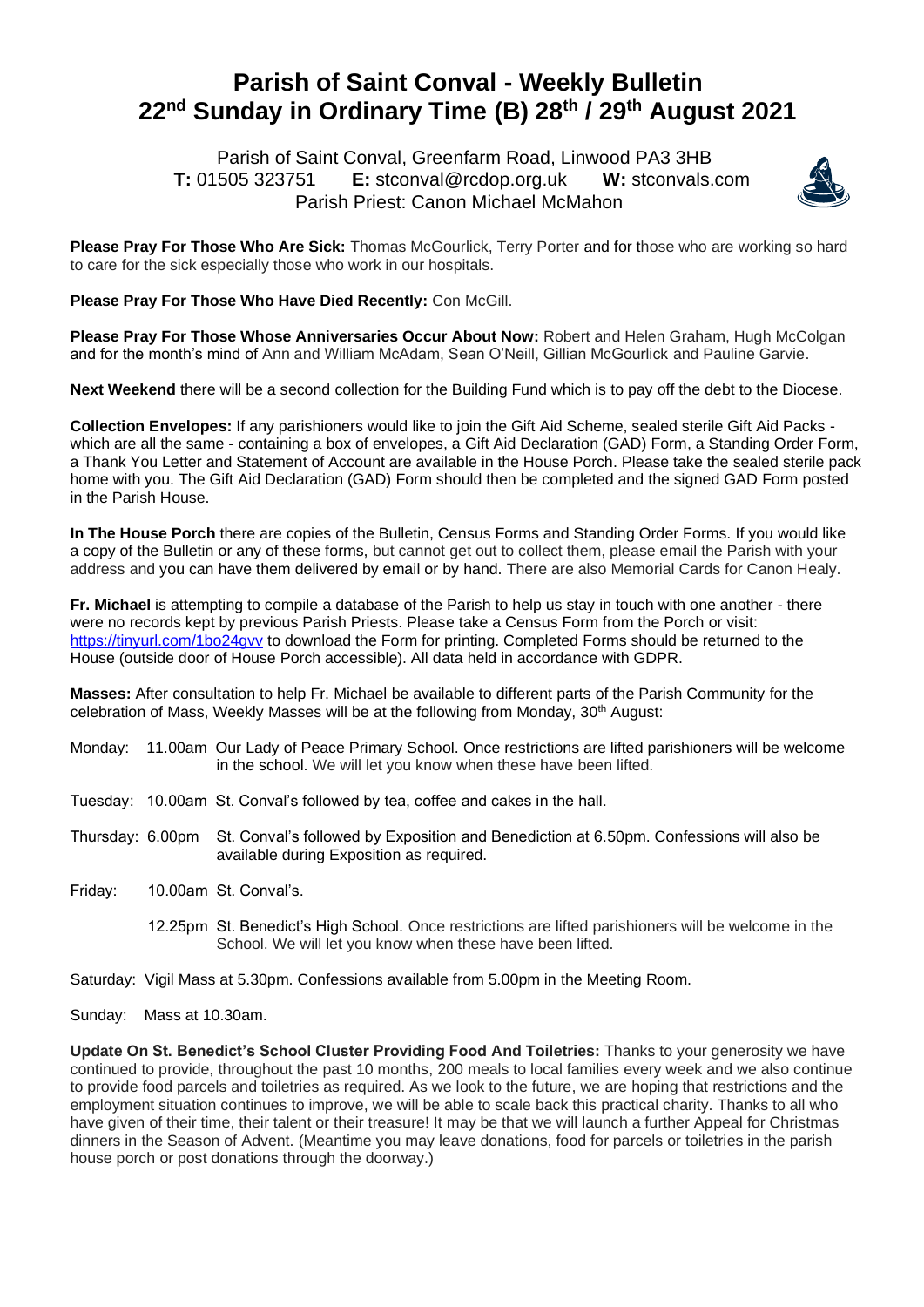# Parish of Saint Conval - Weekly Bulletin
## 22nd Sunday in Ordinary Time (B) 28th / 29th August 2021

Parish of Saint Conval, Greenfarm Road, Linwood PA3 3HB
**T:** 01505 323751 **E:** stconval@rcdop.org.uk **W:** stconvals.com
Parish Priest: Canon Michael McMahon

**Please Pray For Those Who Are Sick:** Thomas McGourlick, Terry Porter and for those who are working so hard to care for the sick especially those who work in our hospitals.

**Please Pray For Those Who Have Died Recently:** Con McGill.

**Please Pray For Those Whose Anniversaries Occur About Now:** Robert and Helen Graham, Hugh McColgan and for the month's mind of Ann and William McAdam, Sean O'Neill, Gillian McGourlick and Pauline Garvie.

**Next Weekend** there will be a second collection for the Building Fund which is to pay off the debt to the Diocese.

**Collection Envelopes:** If any parishioners would like to join the Gift Aid Scheme, sealed sterile Gift Aid Packs - which are all the same - containing a box of envelopes, a Gift Aid Declaration (GAD) Form, a Standing Order Form, a Thank You Letter and Statement of Account are available in the House Porch. Please take the sealed sterile pack home with you. The Gift Aid Declaration (GAD) Form should then be completed and the signed GAD Form posted in the Parish House.

**In The House Porch** there are copies of the Bulletin, Census Forms and Standing Order Forms. If you would like a copy of the Bulletin or any of these forms, but cannot get out to collect them, please email the Parish with your address and you can have them delivered by email or by hand. There are also Memorial Cards for Canon Healy.

**Fr. Michael** is attempting to compile a database of the Parish to help us stay in touch with one another - there were no records kept by previous Parish Priests. Please take a Census Form from the Porch or visit: https://tinyurl.com/1bo24gvv to download the Form for printing. Completed Forms should be returned to the House (outside door of House Porch accessible). All data held in accordance with GDPR.

**Masses:** After consultation to help Fr. Michael be available to different parts of the Parish Community for the celebration of Mass, Weekly Masses will be at the following from Monday, 30th August:

- Monday: 11.00am Our Lady of Peace Primary School. Once restrictions are lifted parishioners will be welcome in the school. We will let you know when these have been lifted.
- Tuesday: 10.00am St. Conval's followed by tea, coffee and cakes in the hall.
- Thursday: 6.00pm St. Conval's followed by Exposition and Benediction at 6.50pm. Confessions will also be available during Exposition as required.
- Friday: 10.00am St. Conval's.
  12.25pm St. Benedict's High School. Once restrictions are lifted parishioners will be welcome in the School. We will let you know when these have been lifted.
- Saturday: Vigil Mass at 5.30pm. Confessions available from 5.00pm in the Meeting Room.
- Sunday: Mass at 10.30am.

**Update On St. Benedict's School Cluster Providing Food And Toiletries:** Thanks to your generosity we have continued to provide, throughout the past 10 months, 200 meals to local families every week and we also continue to provide food parcels and toiletries as required. As we look to the future, we are hoping that restrictions and the employment situation continues to improve, we will be able to scale back this practical charity. Thanks to all who have given of their time, their talent or their treasure! It may be that we will launch a further Appeal for Christmas dinners in the Season of Advent. (Meantime you may leave donations, food for parcels or toiletries in the parish house porch or post donations through the doorway.)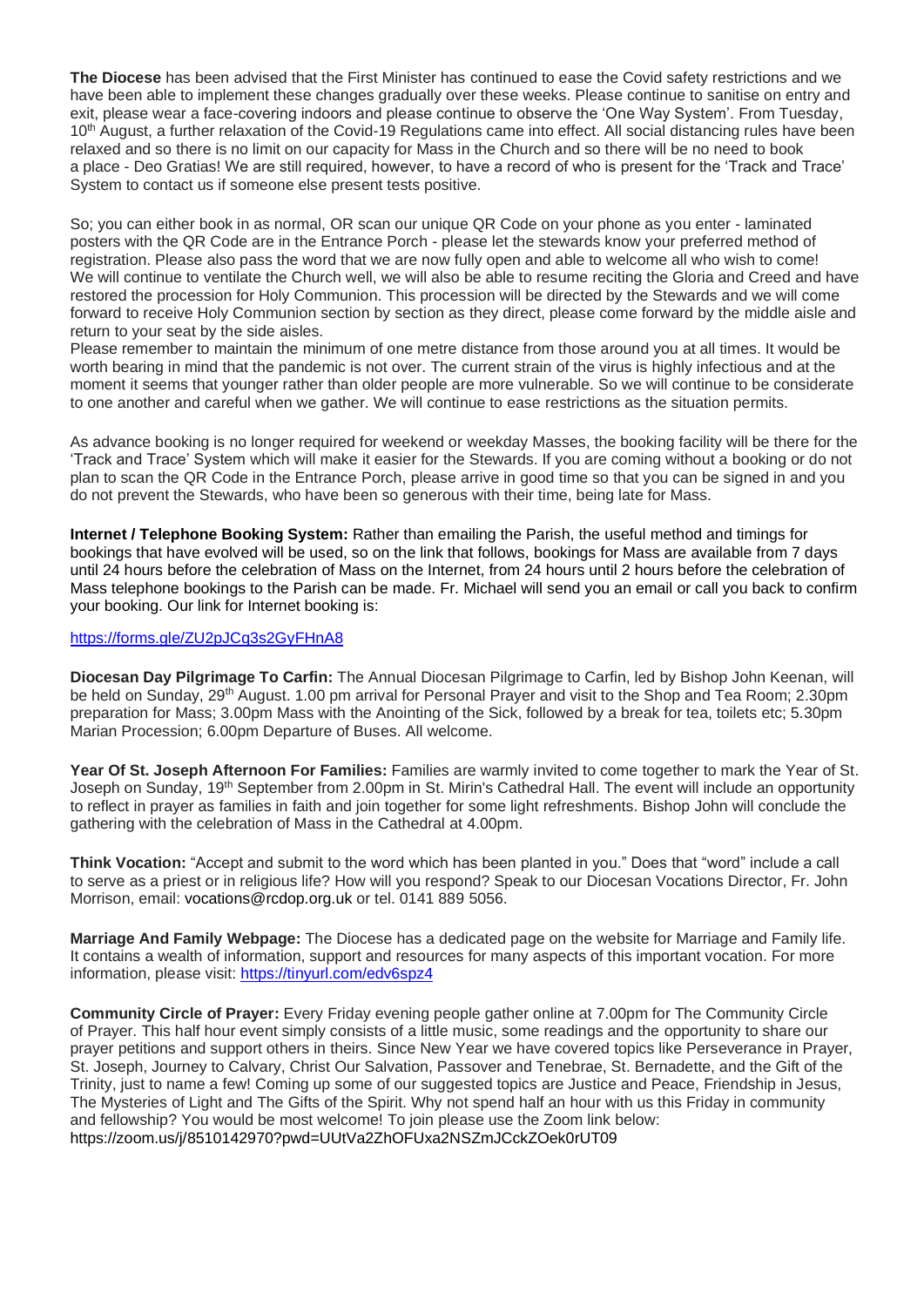**The Diocese** has been advised that the First Minister has continued to ease the Covid safety restrictions and we have been able to implement these changes gradually over these weeks. Please continue to sanitise on entry and exit, please wear a face-covering indoors and please continue to observe the 'One Way System'. From Tuesday, 10th August, a further relaxation of the Covid-19 Regulations came into effect. All social distancing rules have been relaxed and so there is no limit on our capacity for Mass in the Church and so there will be no need to book a place - Deo Gratias! We are still required, however, to have a record of who is present for the 'Track and Trace' System to contact us if someone else present tests positive.

So; you can either book in as normal, OR scan our unique QR Code on your phone as you enter - laminated posters with the QR Code are in the Entrance Porch - please let the stewards know your preferred method of registration. Please also pass the word that we are now fully open and able to welcome all who wish to come! We will continue to ventilate the Church well, we will also be able to resume reciting the Gloria and Creed and have restored the procession for Holy Communion. This procession will be directed by the Stewards and we will come forward to receive Holy Communion section by section as they direct, please come forward by the middle aisle and return to your seat by the side aisles.
Please remember to maintain the minimum of one metre distance from those around you at all times. It would be worth bearing in mind that the pandemic is not over. The current strain of the virus is highly infectious and at the moment it seems that younger rather than older people are more vulnerable. So we will continue to be considerate to one another and careful when we gather. We will continue to ease restrictions as the situation permits.

As advance booking is no longer required for weekend or weekday Masses, the booking facility will be there for the 'Track and Trace' System which will make it easier for the Stewards. If you are coming without a booking or do not plan to scan the QR Code in the Entrance Porch, please arrive in good time so that you can be signed in and you do not prevent the Stewards, who have been so generous with their time, being late for Mass.

**Internet / Telephone Booking System:** Rather than emailing the Parish, the useful method and timings for bookings that have evolved will be used, so on the link that follows, bookings for Mass are available from 7 days until 24 hours before the celebration of Mass on the Internet, from 24 hours until 2 hours before the celebration of Mass telephone bookings to the Parish can be made. Fr. Michael will send you an email or call you back to confirm your booking. Our link for Internet booking is:

https://forms.gle/ZU2pJCq3s2GyFHnA8

**Diocesan Day Pilgrimage To Carfin:** The Annual Diocesan Pilgrimage to Carfin, led by Bishop John Keenan, will be held on Sunday, 29th August. 1.00 pm arrival for Personal Prayer and visit to the Shop and Tea Room; 2.30pm preparation for Mass; 3.00pm Mass with the Anointing of the Sick, followed by a break for tea, toilets etc; 5.30pm Marian Procession; 6.00pm Departure of Buses. All welcome.

**Year Of St. Joseph Afternoon For Families:** Families are warmly invited to come together to mark the Year of St. Joseph on Sunday, 19th September from 2.00pm in St. Mirin's Cathedral Hall. The event will include an opportunity to reflect in prayer as families in faith and join together for some light refreshments. Bishop John will conclude the gathering with the celebration of Mass in the Cathedral at 4.00pm.

**Think Vocation:** "Accept and submit to the word which has been planted in you." Does that "word" include a call to serve as a priest or in religious life? How will you respond? Speak to our Diocesan Vocations Director, Fr. John Morrison, email: vocations@rcdop.org.uk or tel. 0141 889 5056.

**Marriage And Family Webpage:** The Diocese has a dedicated page on the website for Marriage and Family life. It contains a wealth of information, support and resources for many aspects of this important vocation. For more information, please visit: https://tinyurl.com/edv6spz4

**Community Circle of Prayer:** Every Friday evening people gather online at 7.00pm for The Community Circle of Prayer. This half hour event simply consists of a little music, some readings and the opportunity to share our prayer petitions and support others in theirs. Since New Year we have covered topics like Perseverance in Prayer, St. Joseph, Journey to Calvary, Christ Our Salvation, Passover and Tenebrae, St. Bernadette, and the Gift of the Trinity, just to name a few! Coming up some of our suggested topics are Justice and Peace, Friendship in Jesus, The Mysteries of Light and The Gifts of the Spirit. Why not spend half an hour with us this Friday in community and fellowship? You would be most welcome! To join please use the Zoom link below:
https://zoom.us/j/8510142970?pwd=UUtVa2ZhOFUxa2NSZmJCckZOek0rUT09